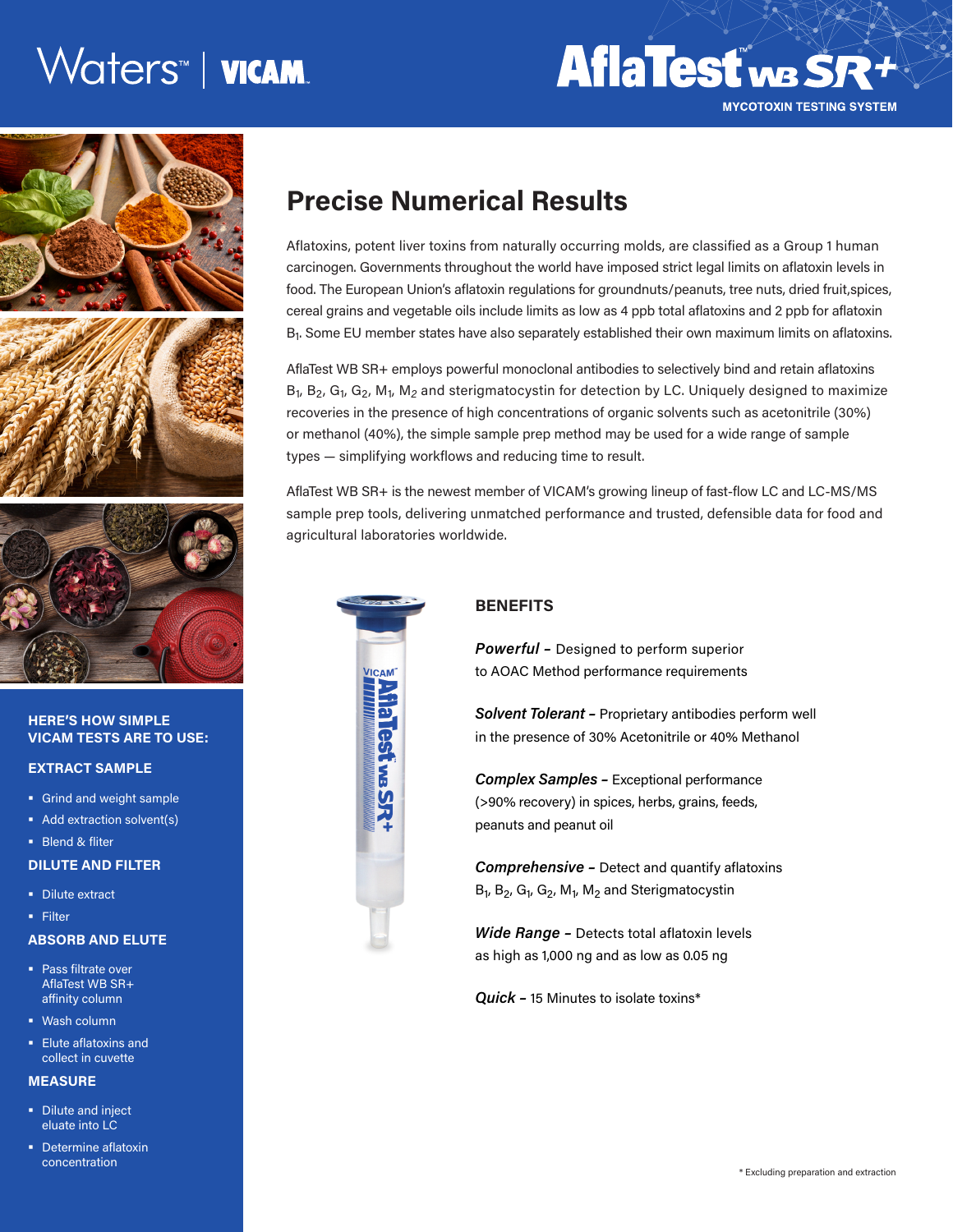Waters™ | VICAM

# AflaTest™ WB SR+

MYCOTOXIN TESTING SYSTEM

## Precise Numerical Results

Aflatoxins, potent liver toxins from naturally occurring molds, are classified as a Group 1 human carcinogen. Governments throughout the world have imposed strict legal limits on aflatoxin levels in food. The European Union's aflatoxin regulations for groundnuts/peanuts, tree nuts, dried fruit,spices, cereal grains and vegetable oils include limits as low as 4 ppb total aflatoxins and 2 ppb for aflatoxin $B_1$. Some EU member states have also separately established their own maximum limits on aflatoxins.

AflaTest WB SR+ employs powerful monoclonal antibodies to selectively bind and retain aflatoxins $B_1$, $B_2$, $G_1$, $G_2$, $M_1$, $M_2$ and sterigmatocystin for detection by LC. Uniquely designed to maximize recoveries in the presence of high concentrations of organic solvents such as acetonitrile (30%) or methanol (40%), the simple sample prep method may be used for a wide range of sample types — simplifying workflows and reducing time to result.

AflaTest WB SR+ is the newest member of VICAM's growing lineup of fast-flow LC and LC-MS/MS sample prep tools, delivering unmatched performance and trusted, defensible data for food and agricultural laboratories worldwide.

### BENEFITS

***Powerful –*** Designed to perform superior to AOAC Method performance requirements

***Solvent Tolerant –*** Proprietary antibodies perform well in the presence of 30% Acetonitrile or 40% Methanol

***Complex Samples –*** Exceptional performance (>90% recovery) in spices, herbs, grains, feeds, peanuts and peanut oil

***Comprehensive –*** Detect and quantify aflatoxins $B_1$, $B_2$, $G_1$, $G_2$, $M_1$, $M_2$ and Sterigmatocystin

***Wide Range –*** Detects total aflatoxin levels as high as 1,000 ng and as low as 0.05 ng

***Quick –*** 15 Minutes to isolate toxins*

### HERE'S HOW SIMPLE VICAM TESTS ARE TO USE:

#### EXTRACT SAMPLE

- Grind and weight sample
- Add extraction solvent(s)
- Blend & fliter

#### DILUTE AND FILTER

- Dilute extract
- Filter

#### ABSORB AND ELUTE

- Pass filtrate over AflaTest WB SR+ affinity column
- Wash column
- Elute aflatoxins and collect in cuvette

#### MEASURE

- Dilute and inject eluate into LC
- Determine aflatoxin concentration

\* Excluding preparation and extraction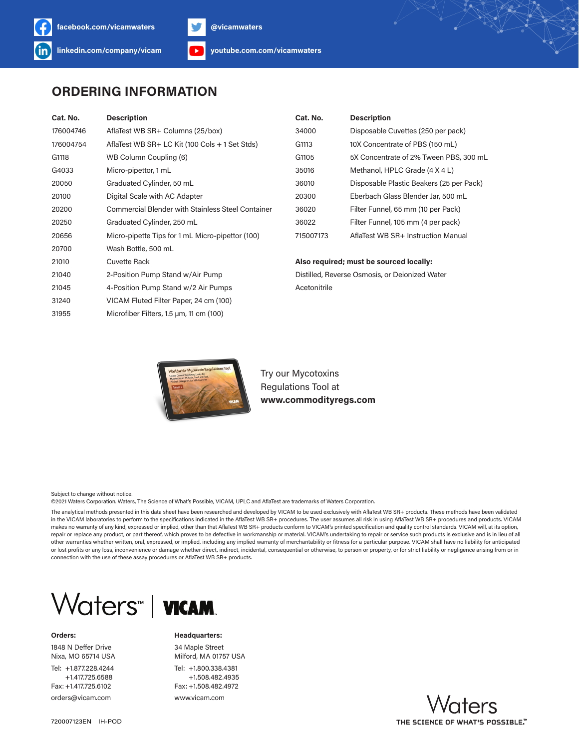facebook.com/vicamwaters

@vicamwaters

linkedin.com/company/vicam

youtube.com/vicamwaters

## ORDERING INFORMATION

| Cat. No. | Description |
|---|---|
| 176004746 | AflaTest WB SR+ Columns (25/box) |
| 176004754 | AflaTest WB SR+ LC Kit (100 Cols + 1 Set Stds) |
| G1118 | WB Column Coupling (6) |
| G4033 | Micro-pipettor, 1 mL |
| 20050 | Graduated Cylinder, 50 mL |
| 20100 | Digital Scale with AC Adapter |
| 20200 | Commercial Blender with Stainless Steel Container |
| 20250 | Graduated Cylinder, 250 mL |
| 20656 | Micro-pipette Tips for 1 mL Micro-pipettor (100) |
| 20700 | Wash Bottle, 500 mL |
| 21010 | Cuvette Rack |
| 21040 | 2-Position Pump Stand w/Air Pump |
| 21045 | 4-Position Pump Stand w/2 Air Pumps |
| 31240 | VICAM Fluted Filter Paper, 24 cm (100) |
| 31955 | Microfiber Filters, 1.5 µm, 11 cm (100) |
| 34000 | Disposable Cuvettes (250 per pack) |
| G1113 | 10X Concentrate of PBS (150 mL) |
| G1105 | 5X Concentrate of 2% Tween PBS, 300 mL |
| 35016 | Methanol, HPLC Grade (4 X 4 L) |
| 36010 | Disposable Plastic Beakers (25 per Pack) |
| 20300 | Eberbach Glass Blender Jar, 500 mL |
| 36020 | Filter Funnel, 65 mm (10 per Pack) |
| 36022 | Filter Funnel, 105 mm (4 per pack) |
| 715007173 | AflaTest WB SR+ Instruction Manual |

**Also required; must be sourced locally:**

Distilled, Reverse Osmosis, or Deionized Water

Acetonitrile

Try our Mycotoxins Regulations Tool at **www.commodityregs.com**

Subject to change without notice.
©2021 Waters Corporation. Waters, The Science of What's Possible, VICAM, UPLC and AflaTest are trademarks of Waters Corporation.

The analytical methods presented in this data sheet have been researched and developed by VICAM to be used exclusively with AflaTest WB SR+ products. These methods have been validated in the VICAM laboratories to perform to the specifications indicated in the AflaTest WB SR+ procedures. The user assumes all risk in using AflaTest WB SR+ procedures and products. VICAM makes no warranty of any kind, expressed or implied, other than that AflaTest WB SR+ products conform to VICAM's printed specification and quality control standards. VICAM will, at its option, repair or replace any product, or part thereof, which proves to be defective in workmanship or material. VICAM's undertaking to repair or service such products is exclusive and is in lieu of all other warranties whether written, oral, expressed, or implied, including any implied warranty of merchantability or fitness for a particular purpose. VICAM shall have no liability for anticipated or lost profits or any loss, inconvenience or damage whether direct, indirect, incidental, consequential or otherwise, to person or property, or for strict liability or negligence arising from or in connection with the use of these assay procedures or AflaTest WB SR+ products.

Waters™ | VICAM

**Orders:**
1848 N Deffer Drive
Nixa, MO 65714 USA
Tel: +1.877.228.4244
+1.417.725.6588
Fax: +1.417.725.6102
orders@vicam.com

**Headquarters:**
34 Maple Street
Milford, MA 01757 USA
Tel: +1.800.338.4381
+1.508.482.4935
Fax: +1.508.482.4972
www.vicam.com

Waters
THE SCIENCE OF WHAT'S POSSIBLE.™

720007123EN IH-POD